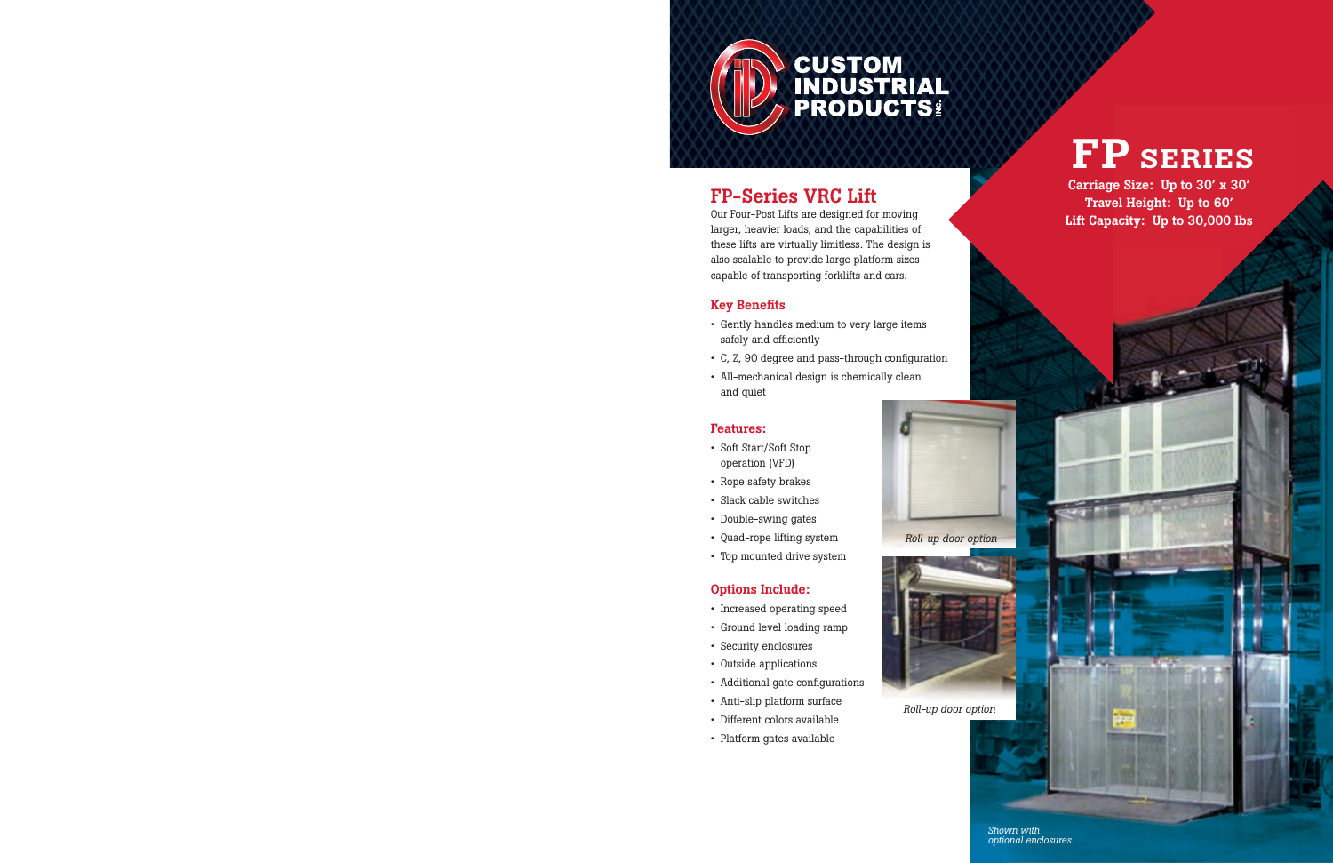CUSTOM INDUSTRIAL PRODUCTS INC.

# FP SERIES

**Carriage Size: Up to 30′ x 30′**
**Travel Height: Up to 60′**
**Lift Capacity: Up to 30,000 lbs**

## FP-Series VRC Lift

Our Four-Post Lifts are designed for moving larger, heavier loads, and the capabilities of these lifts are virtually limitless. The design is also scalable to provide large platform sizes capable of transporting forklifts and cars.

### Key Benefits

- Gently handles medium to very large items safely and efficiently
- C, Z, 90 degree and pass-through configuration
- All-mechanical design is chemically clean and quiet

### Features:

- Soft Start/Soft Stop operation (VFD)
- Rope safety brakes
- Slack cable switches
- Double-swing gates
- Quad-rope lifting system
- Top mounted drive system

### Options Include:

- Increased operating speed
- Ground level loading ramp
- Security enclosures
- Outside applications
- Additional gate configurations
- Anti-slip platform surface
- Different colors available
- Platform gates available

*Roll-up door option*

*Roll-up door option*

*Shown with optional enclosures.*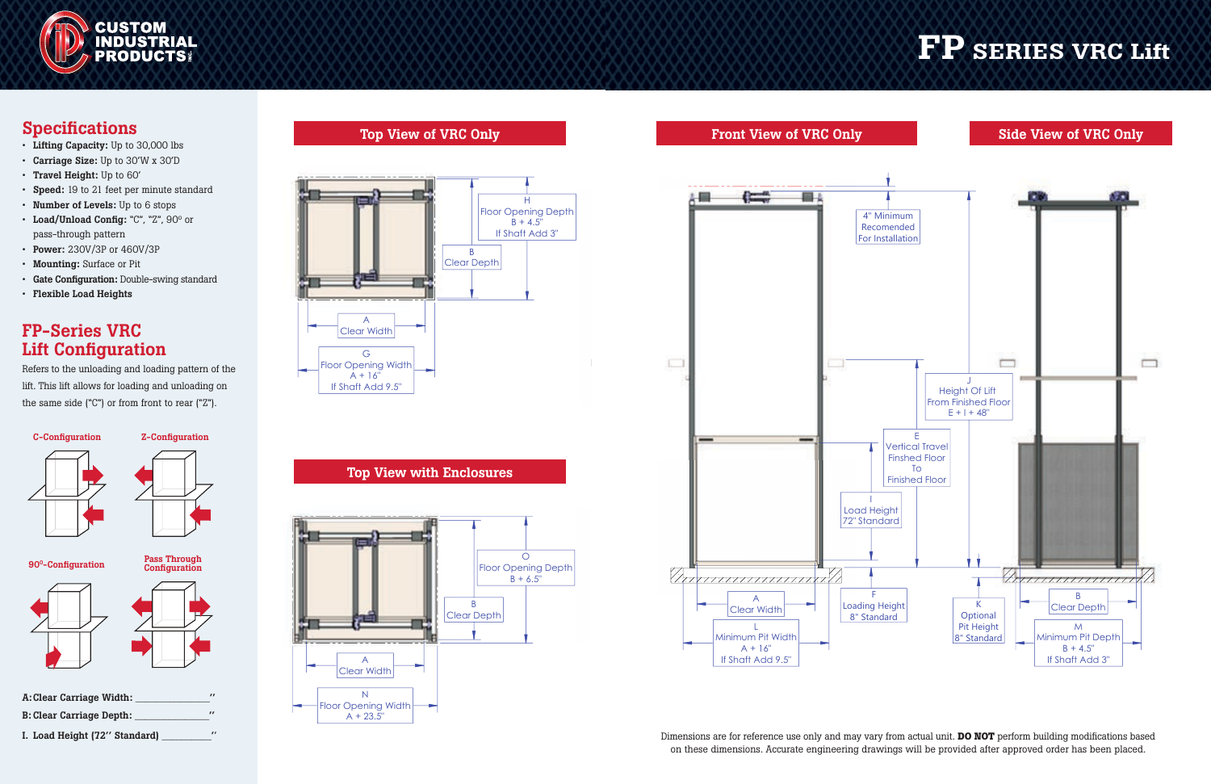# FP SERIES VRC Lift

## Specifications

- **Lifting Capacity:** Up to 30,000 lbs
- **Carriage Size:** Up to 30'W x 30'D
- **Travel Height:** Up to 60'
- **Speed:** 19 to 21 feet per minute standard
- **Number of Levels:** Up to 6 stops
- **Load/Unload Config:** "C", "Z", 90º or pass-through pattern
- **Power:** 230V/3P or 460V/3P
- **Mounting:** Surface or Pit
- **Gate Configuration:** Double-swing standard
- **Flexible Load Heights**

## FP-Series VRC Lift Configuration

Refers to the unloading and loading pattern of the lift. This lift allows for loading and unloading on the same side ("C") or from front to rear ("Z").

C-Configuration

Z-Configuration

90º-Configuration

Pass Through Configuration

A: Clear Carriage Width: ________________"

B: Clear Carriage Depth: ________________"

I. Load Height (72" Standard) __________"

## Top View of VRC Only

H Floor Opening Depth B + 4.5" If Shaft Add 3"

B Clear Depth

A Clear Width

G Floor Opening Width A + 16" If Shaft Add 9.5"

## Top View with Enclosures

O Floor Opening Depth B + 6.5"

B Clear Depth

A Clear Width

N Floor Opening Width A + 23.5"

## Front View of VRC Only

4" Minimum Recomended For Installation

J Height Of Lift From Finished Floor E + I + 48"

E Vertical Travel Finshed Floor To Finished Floor

I Load Height 72" Standard

A Clear Width

L Minimum Pit Width A + 16" If Shaft Add 9.5"

F Loading Height 8" Standard

K Optional Pit Height 8" Standard

## Side View of VRC Only

B Clear Depth

M Minimum Pit Depth B + 4.5" If Shaft Add 3"

Dimensions are for reference use only and may vary from actual unit. **DO NOT** perform building modifications based on these dimensions. Accurate engineering drawings will be provided after approved order has been placed.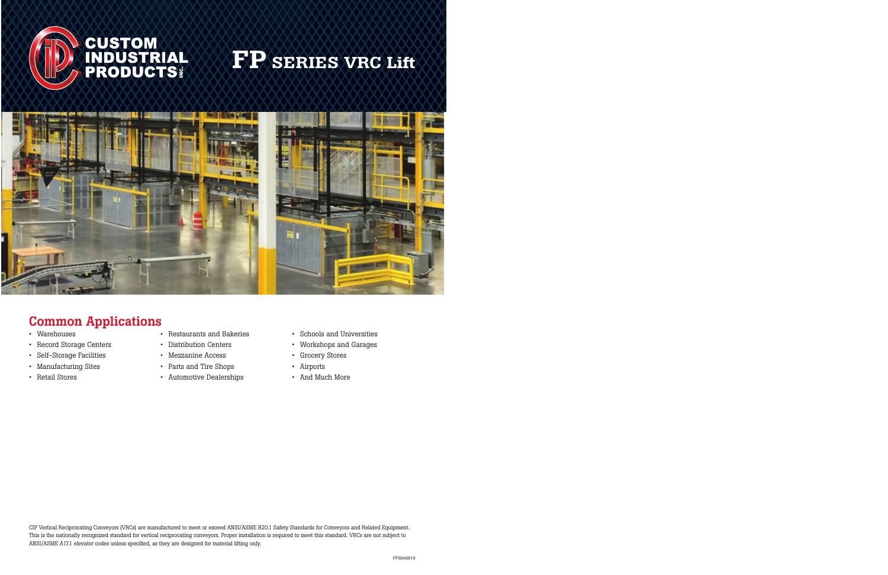# CUSTOM INDUSTRIAL PRODUCTS INC.

# FP SERIES VRC Lift

## Common Applications

- Warehouses
- Record Storage Centers
- Self-Storage Facilities
- Manufacturing Sites
- Retail Stores
- Restaurants and Bakeries
- Distribution Centers
- Mezzanine Access
- Parts and Tire Shops
- Automotive Dealerships
- Schools and Universities
- Workshops and Garages
- Grocery Stores
- Airports
- And Much More

CIP Vertical Reciprocating Conveyors (VRCs) are manufactured to meet or exceed ANSI/ASME B20.1 Safety Standards for Conveyors and Related Equipment. This is the nationally recognized standard for vertical reciprocating conveyors. Proper installation is required to meet this standard. VRCs are not subject to ANSI/ASME A17.1 elevator codes unless specified, as they are designed for material lifting only.

FPS040519